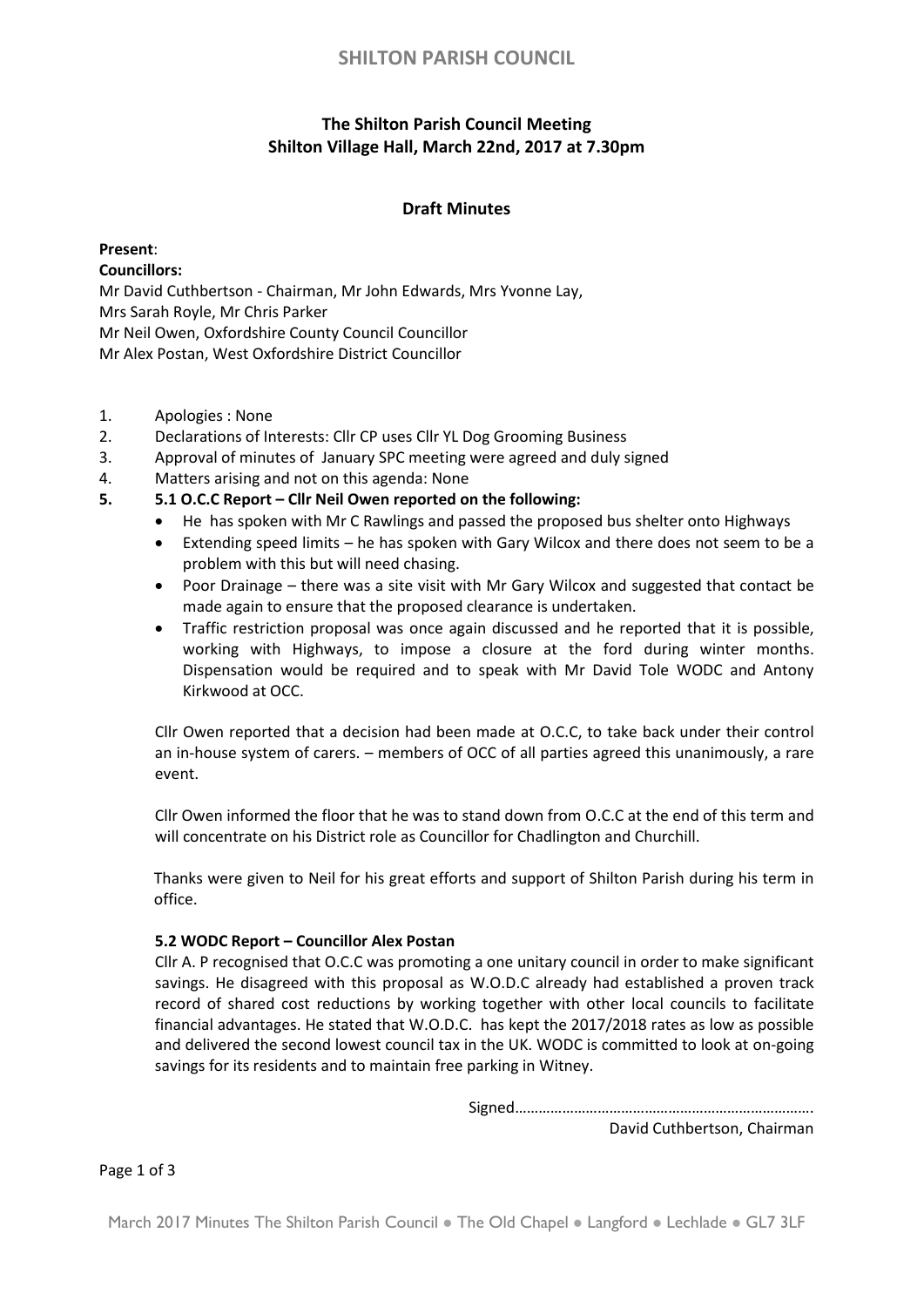# SHILTON PARISH COUNCIL

## The Shilton Parish Council Meeting
## Shilton Village Hall, March 22nd, 2017 at 7.30pm

### Draft Minutes

**Present**:
**Councillors:**
Mr David Cuthbertson - Chairman, Mr John Edwards, Mrs Yvonne Lay,
Mrs Sarah Royle, Mr Chris Parker
Mr Neil Owen, Oxfordshire County Council Councillor
Mr Alex Postan, West Oxfordshire District Councillor

1. Apologies : None
2. Declarations of Interests: Cllr CP uses Cllr YL Dog Grooming Business
3. Approval of minutes of January SPC meeting were agreed and duly signed
4. Matters arising and not on this agenda: None
5. **5.1 O.C.C Report – Cllr Neil Owen reported on the following:**
   - He has spoken with Mr C Rawlings and passed the proposed bus shelter onto Highways
   - Extending speed limits – he has spoken with Gary Wilcox and there does not seem to be a problem with this but will need chasing.
   - Poor Drainage – there was a site visit with Mr Gary Wilcox and suggested that contact be made again to ensure that the proposed clearance is undertaken.
   - Traffic restriction proposal was once again discussed and he reported that it is possible, working with Highways, to impose a closure at the ford during winter months. Dispensation would be required and to speak with Mr David Tole WODC and Antony Kirkwood at OCC.

   Cllr Owen reported that a decision had been made at O.C.C, to take back under their control an in-house system of carers. – members of OCC of all parties agreed this unanimously, a rare event.

   Cllr Owen informed the floor that he was to stand down from O.C.C at the end of this term and will concentrate on his District role as Councillor for Chadlington and Churchill.

   Thanks were given to Neil for his great efforts and support of Shilton Parish during his term in office.

   **5.2 WODC Report – Councillor Alex Postan**

   Cllr A. P recognised that O.C.C was promoting a one unitary council in order to make significant savings. He disagreed with this proposal as W.O.D.C already had established a proven track record of shared cost reductions by working together with other local councils to facilitate financial advantages. He stated that W.O.D.C. has kept the 2017/2018 rates as low as possible and delivered the second lowest council tax in the UK. WODC is committed to look at on-going savings for its residents and to maintain free parking in Witney.

Signed…………………………………………………………………

David Cuthbertson, Chairman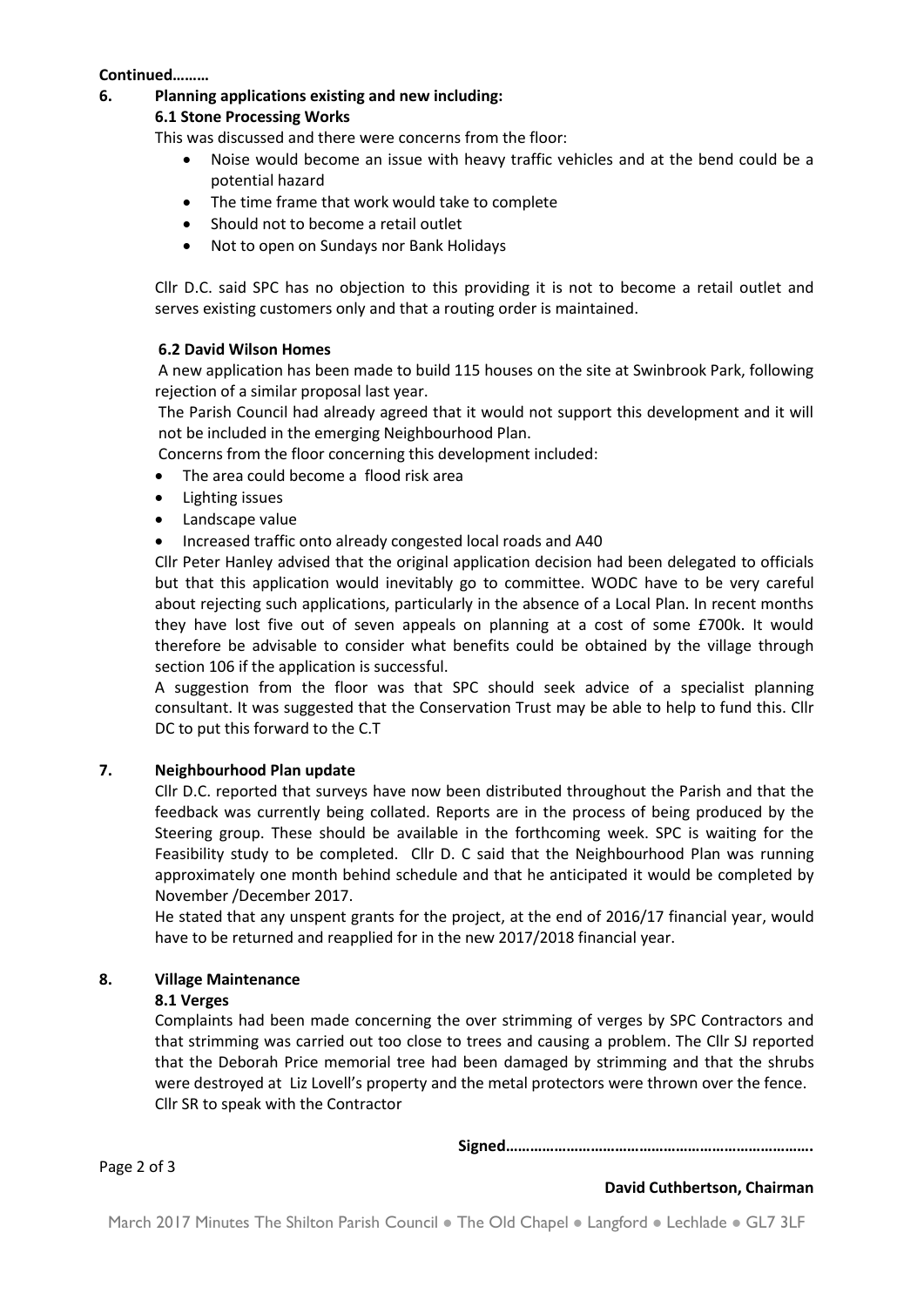**Continued………**

**6. Planning applications existing and new including:**

**6.1 Stone Processing Works**

This was discussed and there were concerns from the floor:

- Noise would become an issue with heavy traffic vehicles and at the bend could be a potential hazard
- The time frame that work would take to complete
- Should not to become a retail outlet
- Not to open on Sundays nor Bank Holidays

Cllr D.C. said SPC has no objection to this providing it is not to become a retail outlet and serves existing customers only and that a routing order is maintained.

**6.2 David Wilson Homes**

A new application has been made to build 115 houses on the site at Swinbrook Park, following rejection of a similar proposal last year.

The Parish Council had already agreed that it would not support this development and it will not be included in the emerging Neighbourhood Plan.

Concerns from the floor concerning this development included:

- The area could become a flood risk area
- Lighting issues
- Landscape value
- Increased traffic onto already congested local roads and A40

Cllr Peter Hanley advised that the original application decision had been delegated to officials but that this application would inevitably go to committee. WODC have to be very careful about rejecting such applications, particularly in the absence of a Local Plan. In recent months they have lost five out of seven appeals on planning at a cost of some £700k. It would therefore be advisable to consider what benefits could be obtained by the village through section 106 if the application is successful.

A suggestion from the floor was that SPC should seek advice of a specialist planning consultant. It was suggested that the Conservation Trust may be able to help to fund this. Cllr DC to put this forward to the C.T

**7. Neighbourhood Plan update**

Cllr D.C. reported that surveys have now been distributed throughout the Parish and that the feedback was currently being collated. Reports are in the process of being produced by the Steering group. These should be available in the forthcoming week. SPC is waiting for the Feasibility study to be completed. Cllr D. C said that the Neighbourhood Plan was running approximately one month behind schedule and that he anticipated it would be completed by November /December 2017.

He stated that any unspent grants for the project, at the end of 2016/17 financial year, would have to be returned and reapplied for in the new 2017/2018 financial year.

**8. Village Maintenance**

**8.1 Verges**

Complaints had been made concerning the over strimming of verges by SPC Contractors and that strimming was carried out too close to trees and causing a problem. The Cllr SJ reported that the Deborah Price memorial tree had been damaged by strimming and that the shrubs were destroyed at Liz Lovell's property and the metal protectors were thrown over the fence.

Cllr SR to speak with the Contractor

**Signed…………………………………………………………………..**

**David Cuthbertson, Chairman**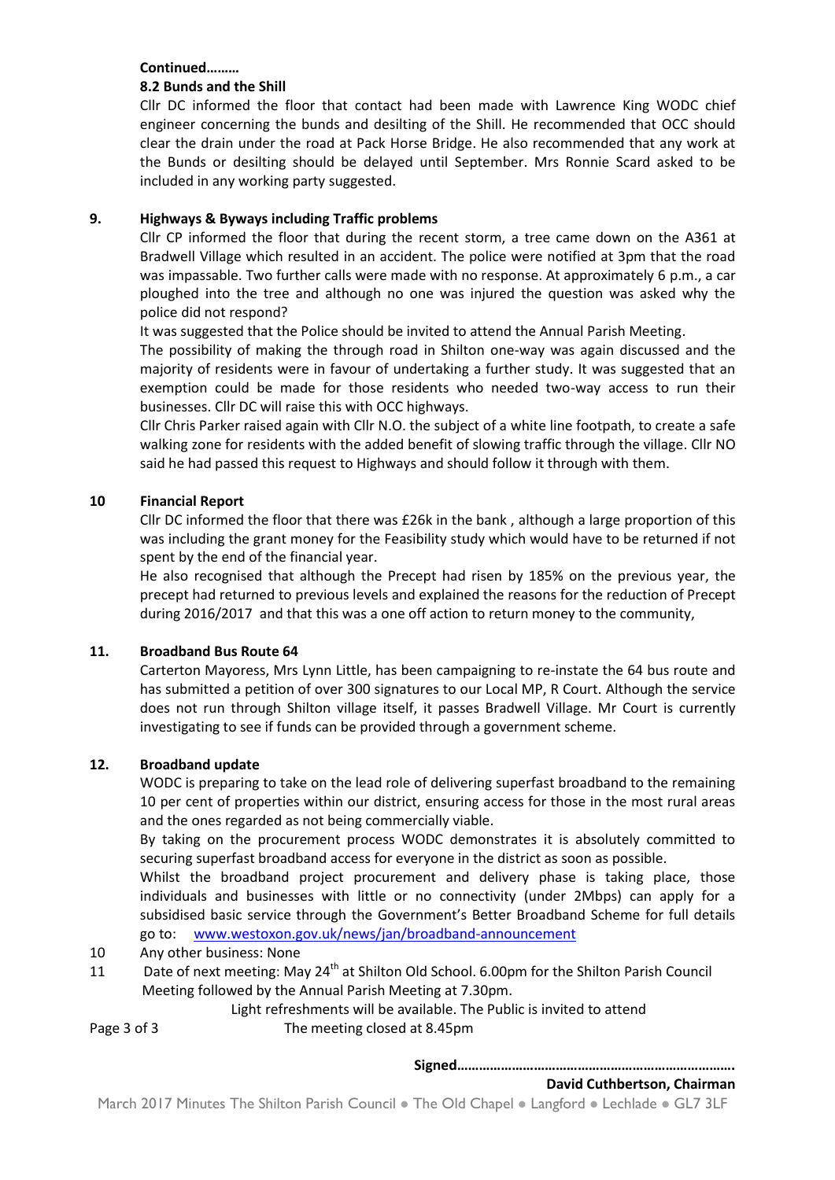**Continued………**

**8.2 Bunds and the Shill**

Cllr DC informed the floor that contact had been made with Lawrence King WODC chief engineer concerning the bunds and desilting of the Shill. He recommended that OCC should clear the drain under the road at Pack Horse Bridge. He also recommended that any work at the Bunds or desilting should be delayed until September. Mrs Ronnie Scard asked to be included in any working party suggested.

## 9. Highways & Byways including Traffic problems

Cllr CP informed the floor that during the recent storm, a tree came down on the A361 at Bradwell Village which resulted in an accident. The police were notified at 3pm that the road was impassable. Two further calls were made with no response. At approximately 6 p.m., a car ploughed into the tree and although no one was injured the question was asked why the police did not respond?

It was suggested that the Police should be invited to attend the Annual Parish Meeting.

The possibility of making the through road in Shilton one-way was again discussed and the majority of residents were in favour of undertaking a further study. It was suggested that an exemption could be made for those residents who needed two-way access to run their businesses. Cllr DC will raise this with OCC highways.

Cllr Chris Parker raised again with Cllr N.O. the subject of a white line footpath, to create a safe walking zone for residents with the added benefit of slowing traffic through the village. Cllr NO said he had passed this request to Highways and should follow it through with them.

## 10 Financial Report

Cllr DC informed the floor that there was £26k in the bank , although a large proportion of this was including the grant money for the Feasibility study which would have to be returned if not spent by the end of the financial year.

He also recognised that although the Precept had risen by 185% on the previous year, the precept had returned to previous levels and explained the reasons for the reduction of Precept during 2016/2017 and that this was a one off action to return money to the community,

## 11. Broadband Bus Route 64

Carterton Mayoress, Mrs Lynn Little, has been campaigning to re-instate the 64 bus route and has submitted a petition of over 300 signatures to our Local MP, R Court. Although the service does not run through Shilton village itself, it passes Bradwell Village. Mr Court is currently investigating to see if funds can be provided through a government scheme.

## 12. Broadband update

WODC is preparing to take on the lead role of delivering superfast broadband to the remaining 10 per cent of properties within our district, ensuring access for those in the most rural areas and the ones regarded as not being commercially viable.

By taking on the procurement process WODC demonstrates it is absolutely committed to securing superfast broadband access for everyone in the district as soon as possible.

Whilst the broadband project procurement and delivery phase is taking place, those individuals and businesses with little or no connectivity (under 2Mbps) can apply for a subsidised basic service through the Government's Better Broadband Scheme for full details go to: www.westoxon.gov.uk/news/jan/broadband-announcement

10 Any other business: None

11 Date of next meeting: May 24th at Shilton Old School. 6.00pm for the Shilton Parish Council Meeting followed by the Annual Parish Meeting at 7.30pm.

Light refreshments will be available. The Public is invited to attend

The meeting closed at 8.45pm

**Signed…………………………………………………………………**

**David Cuthbertson, Chairman**

March 2017 Minutes The Shilton Parish Council ● The Old Chapel ● Langford ● Lechlade ● GL7 3LF